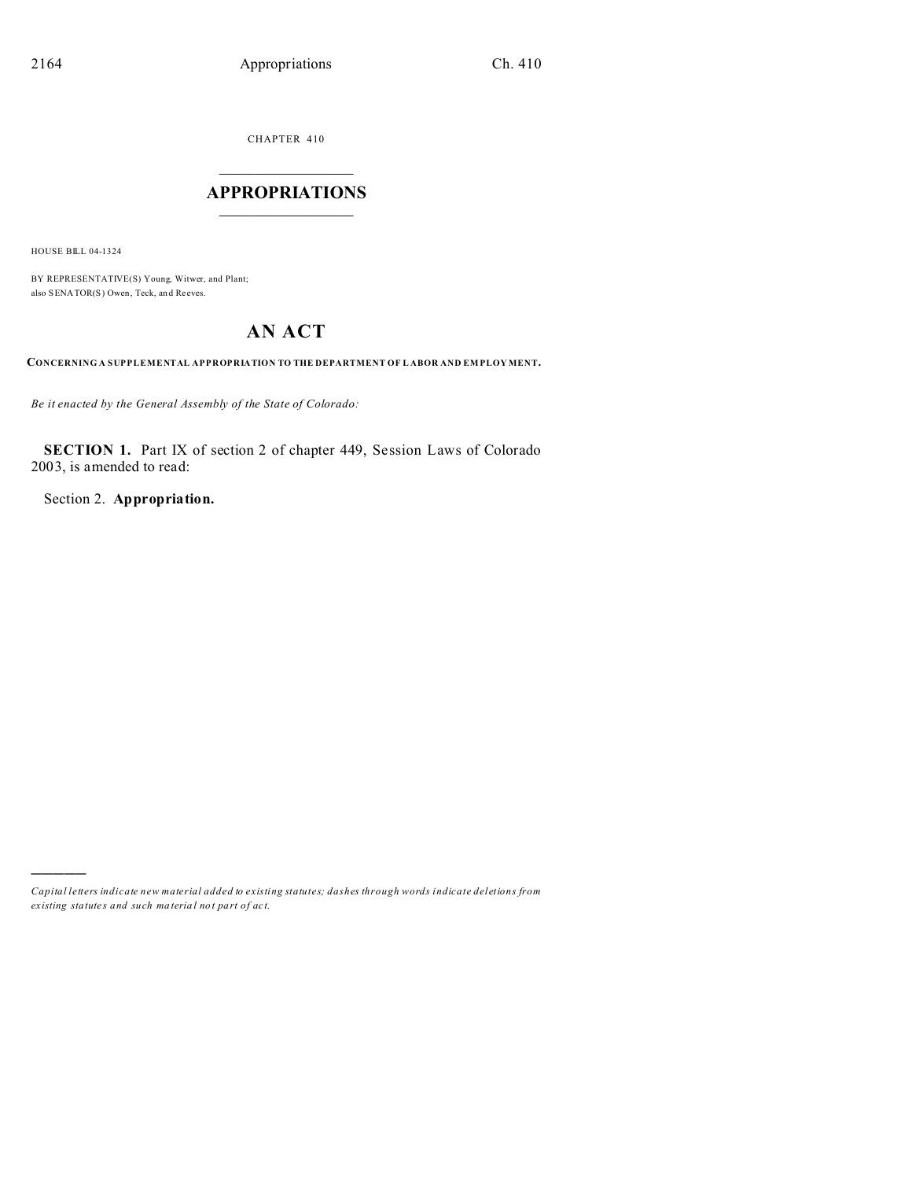CHAPTER 410

# APPROPRIATIONS

HOUSE BILL 04-1324

BY REPRESENTATIVE(S) Young, Witwer, and Plant;
also SENATOR(S) Owen, Teck, and Reeves.

# AN ACT

**CONCERNING A SUPPLEMENTAL APPROPRIATION TO THE DEPARTMENT OF LABOR AND EMPLOYMENT.**

*Be it enacted by the General Assembly of the State of Colorado:*

**SECTION 1.** Part IX of section 2 of chapter 449, Session Laws of Colorado 2003, is amended to read:

Section 2. **Appropriation.**

---

*Capital letters indicate new material added to existing statutes; dashes through words indicate deletions from existing statutes and such material not part of act.*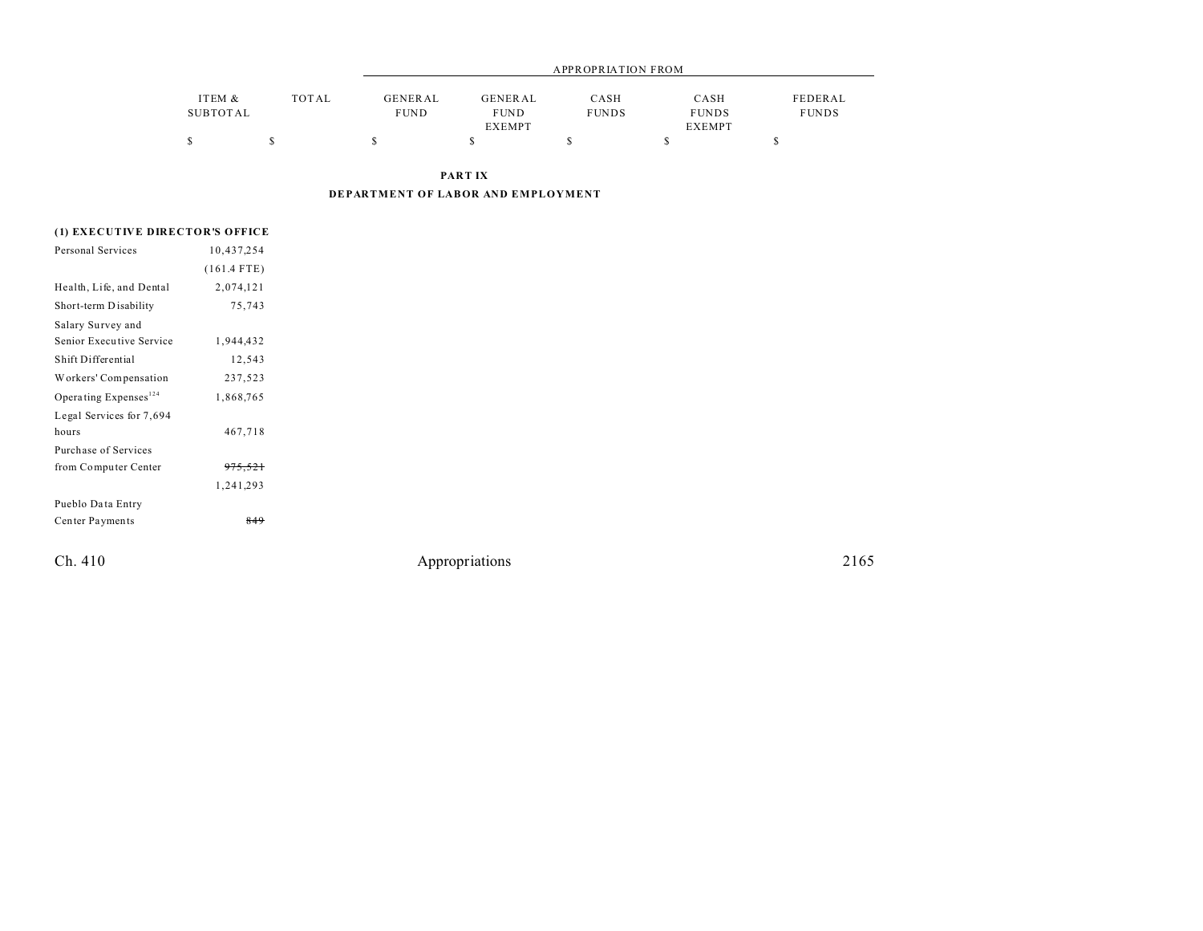| | | APPROPRIATION FROM | | | | |
|---|---|---|---|---|---|---|
| ITEM & SUBTOTAL | TOTAL | GENERAL FUND | GENERAL FUND EXEMPT | CASH FUNDS | CASH FUNDS EXEMPT | FEDERAL FUNDS |
| $ | $ | $ | $ | $ | $ | $ |

**PART IX**

**DEPARTMENT OF LABOR AND EMPLOYMENT**

**(1) EXECUTIVE DIRECTOR'S OFFICE**

| | ITEM & SUBTOTAL | TOTAL | GENERAL FUND | GENERAL FUND EXEMPT | CASH FUNDS | CASH FUNDS EXEMPT | FEDERAL FUNDS |
|---|---|---|---|---|---|---|---|
| Personal Services | 10,437,254 | | | | | | |
| | (161.4 FTE) | | | | | | |
| Health, Life, and Dental | 2,074,121 | | | | | | |
| Short-term Disability | 75,743 | | | | | | |
| Salary Survey and Senior Executive Service | 1,944,432 | | | | | | |
| Shift Differential | 12,543 | | | | | | |
| Workers' Compensation | 237,523 | | | | | | |
| Operating Expenses[124] | 1,868,765 | | | | | | |
| Legal Services for 7,694 hours | 467,718 | | | | | | |
| Purchase of Services from Computer Center | ~~975,521~~ | | | | | | |
| | 1,241,293 | | | | | | |
| Pueblo Data Entry Center Payments | ~~849~~ | | | | | | |

Ch. 410 Appropriations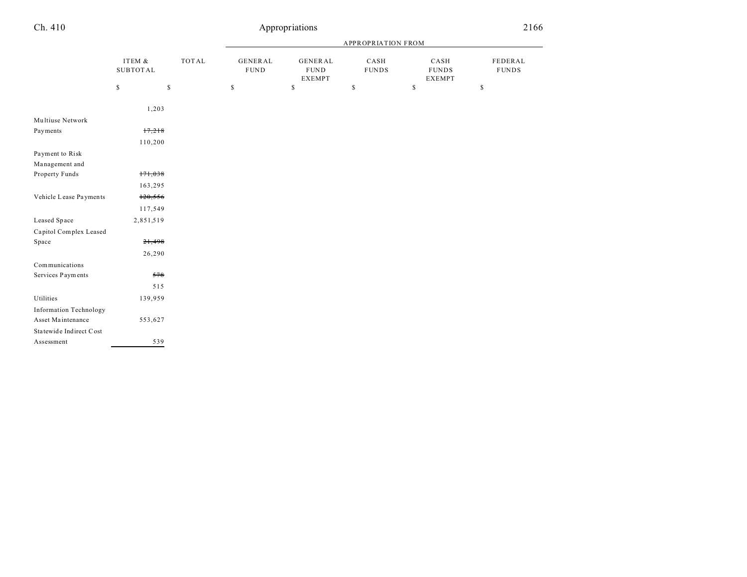| | ITEM & SUBTOTAL | TOTAL | GENERAL FUND | GENERAL FUND EXEMPT | CASH FUNDS | CASH FUNDS EXEMPT | FEDERAL FUNDS |
|---|---|---|---|---|---|---|---|
| | | | APPROPRIATION FROM | | | | |
| | $ | $ | $ | $ | $ | $ | $ |
| | 1,203 | | | | | | |
| Multiuse Network Payments | ~~17,218~~ | | | | | | |
| | 110,200 | | | | | | |
| Payment to Risk Management and Property Funds | ~~171,038~~ | | | | | | |
| | 163,295 | | | | | | |
| Vehicle Lease Payments | ~~120,556~~ | | | | | | |
| | 117,549 | | | | | | |
| Leased Space | 2,851,519 | | | | | | |
| Capitol Complex Leased Space | ~~21,498~~ | | | | | | |
| | 26,290 | | | | | | |
| Communications Services Payments | ~~578~~ | | | | | | |
| | 515 | | | | | | |
| Utilities | 139,959 | | | | | | |
| Information Technology Asset Maintenance | 553,627 | | | | | | |
| Statewide Indirect Cost Assessment | 539 | | | | | | |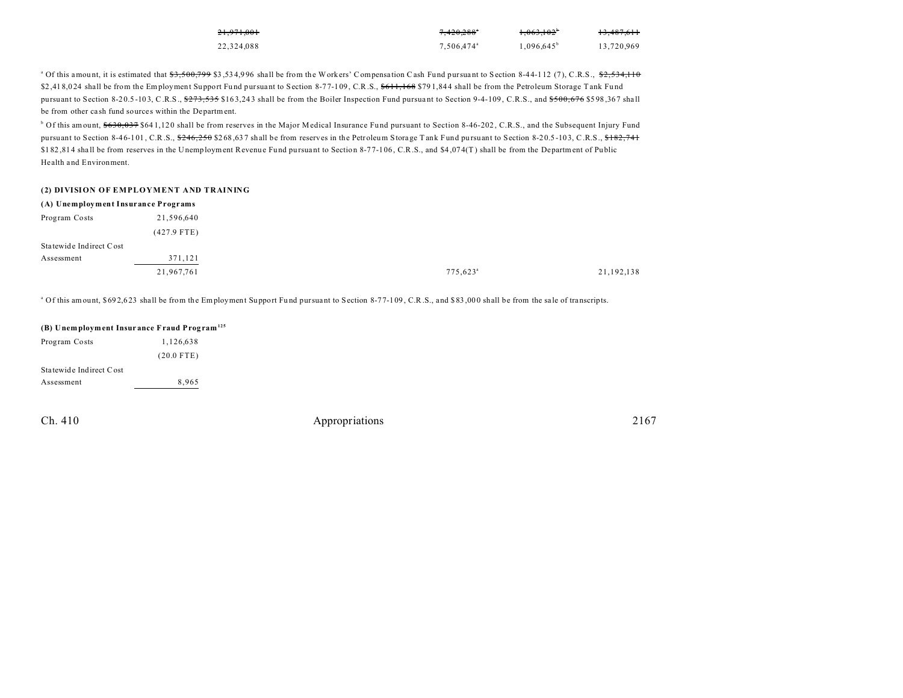|  |  |  |  |  |
|---|---|---|---|---|
| ~~21,971,001~~ | | ~~7,420,288~~[a] | ~~1,063,102~~[b] | ~~13,487,611~~ |
| 22,324,088 | | 7,506,474[a] | 1,096,645[b] | 13,720,969 |

[a] Of this amount, it is estimated that ~~$3,500,799~~ $3,534,996 shall be from the Workers' Compensation Cash Fund pursuant to Section 8-44-112 (7), C.R.S., ~~$2,534,110~~ $2,418,024 shall be from the Employment Support Fund pursuant to Section 8-77-109, C.R.S., ~~$611,168~~ $791,844 shall be from the Petroleum Storage Tank Fund pursuant to Section 8-20.5-103, C.R.S., ~~$273,535~~ $163,243 shall be from the Boiler Inspection Fund pursuant to Section 9-4-109, C.R.S., and ~~$500,676~~ $598,367 shall be from other cash fund sources within the Department.

[b] Of this amount, ~~$630,037~~ $641,120 shall be from reserves in the Major Medical Insurance Fund pursuant to Section 8-46-202, C.R.S., and the Subsequent Injury Fund pursuant to Section 8-46-101, C.R.S., ~~$246,250~~ $268,637 shall be from reserves in the Petroleum Storage Tank Fund pursuant to Section 8-20.5-103, C.R.S., ~~$182,741~~ $182,814 shall be from reserves in the Unemployment Revenue Fund pursuant to Section 8-77-106, C.R.S., and $4,074(T) shall be from the Department of Public Health and Environment.

**(2) DIVISION OF EMPLOYMENT AND TRAINING**

**(A) Unemployment Insurance Programs**

|  |  |  |  |
|---|---|---|---|
| Program Costs | 21,596,640 | | |
| | (427.9 FTE) | | |
| Statewide Indirect Cost Assessment | 371,121 | | |
| | 21,967,761 | 775,623[a] | 21,192,138 |

[a] Of this amount, $692,623 shall be from the Employment Support Fund pursuant to Section 8-77-109, C.R.S., and $83,000 shall be from the sale of transcripts.

**(B) Unemployment Insurance Fraud Program**[125]

|  |  |
|---|---|
| Program Costs | 1,126,638 |
| | (20.0 FTE) |
| Statewide Indirect Cost Assessment | 8,965 |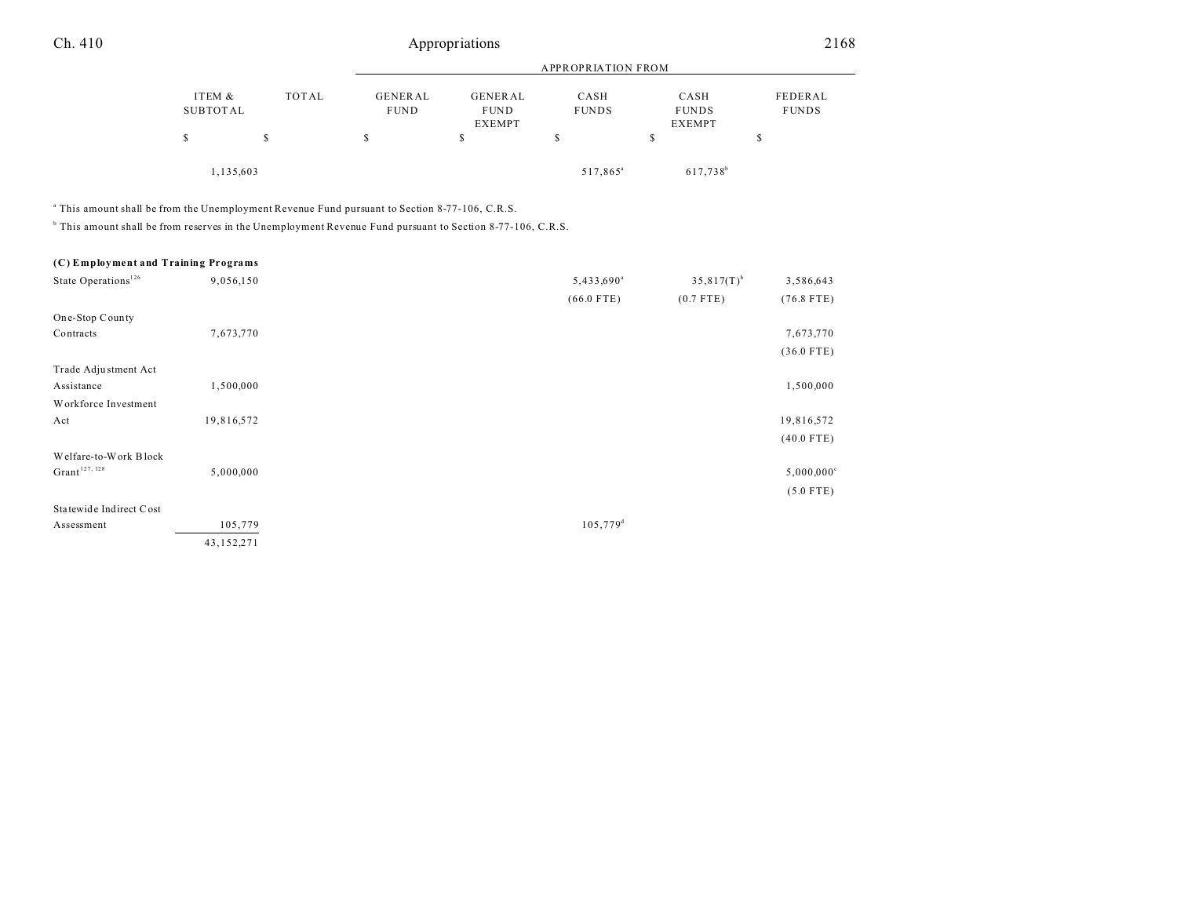| | ITEM & SUBTOTAL | TOTAL | GENERAL FUND | GENERAL FUND EXEMPT | CASH FUNDS | CASH FUNDS EXEMPT | FEDERAL FUNDS |
|---|---|---|---|---|---|---|---|
| | | | APPROPRIATION FROM | | | | |
| | $ | $ | $ | $ | $ | $ | $ |
| | 1,135,603 | | | | 517,865[a] | 617,738[b] | |

[a] This amount shall be from the Unemployment Revenue Fund pursuant to Section 8-77-106, C.R.S.

[b] This amount shall be from reserves in the Unemployment Revenue Fund pursuant to Section 8-77-106, C.R.S.

| | ITEM & SUBTOTAL | TOTAL | GENERAL FUND | GENERAL FUND EXEMPT | CASH FUNDS | CASH FUNDS EXEMPT | FEDERAL FUNDS |
|---|---|---|---|---|---|---|---|
| **(C) Employment and Training Programs** | | | | | | | |
| State Operations[126] | 9,056,150 | | | | 5,433,690[a] | 35,817(T)[b] | 3,586,643 |
| | | | | | (66.0 FTE) | (0.7 FTE) | (76.8 FTE) |
| One-Stop County Contracts | 7,673,770 | | | | | | 7,673,770 |
| | | | | | | | (36.0 FTE) |
| Trade Adjustment Act Assistance | 1,500,000 | | | | | | 1,500,000 |
| Workforce Investment Act | 19,816,572 | | | | | | 19,816,572 |
| | | | | | | | (40.0 FTE) |
| Welfare-to-Work Block Grant[127, 128] | 5,000,000 | | | | | | 5,000,000[c] |
| | | | | | | | (5.0 FTE) |
| Statewide Indirect Cost Assessment | 105,779 | | | | 105,779[d] | | |
| | 43,152,271 | | | | | | |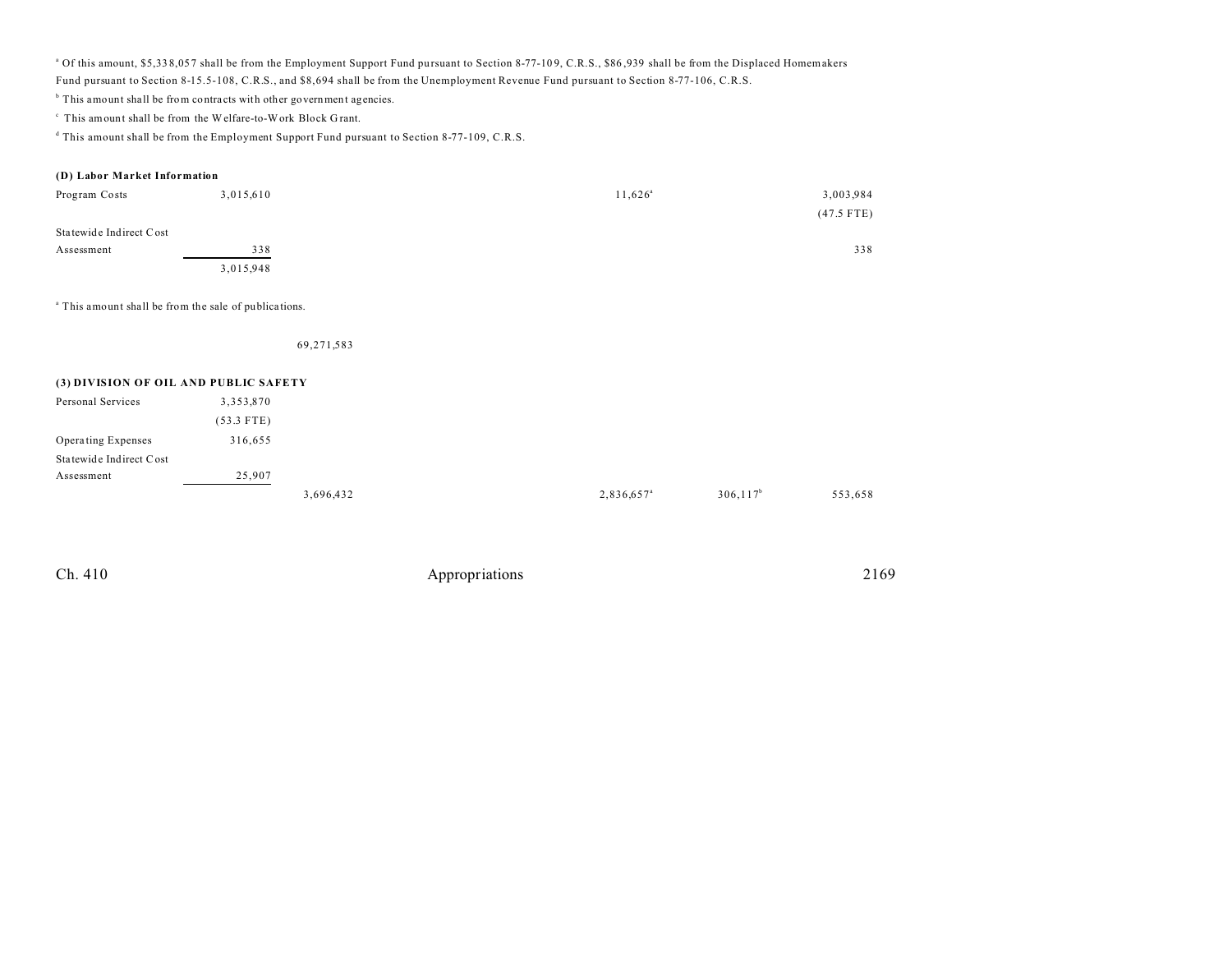[a] Of this amount, $5,338,057 shall be from the Employment Support Fund pursuant to Section 8-77-109, C.R.S., $86,939 shall be from the Displaced Homemakers Fund pursuant to Section 8-15.5-108, C.R.S., and $8,694 shall be from the Unemployment Revenue Fund pursuant to Section 8-77-106, C.R.S.

[b] This amount shall be from contracts with other government agencies.

[c] This amount shall be from the Welfare-to-Work Block Grant.

[d] This amount shall be from the Employment Support Fund pursuant to Section 8-77-109, C.R.S.

**(D) Labor Market Information**

| | | | | | |
|---|---|---|---|---|---|
| Program Costs | 3,015,610 | | 11,626[a] | | 3,003,984 |
| | | | | | (47.5 FTE) |
| Statewide Indirect Cost Assessment | 338 | | | | 338 |
| | 3,015,948 | | | | |

[a] This amount shall be from the sale of publications.

| | | | | | |
|---|---|---|---|---|---|
| | | 69,271,583 | | | |

**(3) DIVISION OF OIL AND PUBLIC SAFETY**

| | | | | | |
|---|---|---|---|---|---|
| Personal Services | 3,353,870 | | | | |
| | (53.3 FTE) | | | | |
| Operating Expenses | 316,655 | | | | |
| Statewide Indirect Cost Assessment | 25,907 | | | | |
| | | 3,696,432 | 2,836,657[a] | 306,117[b] | 553,658 |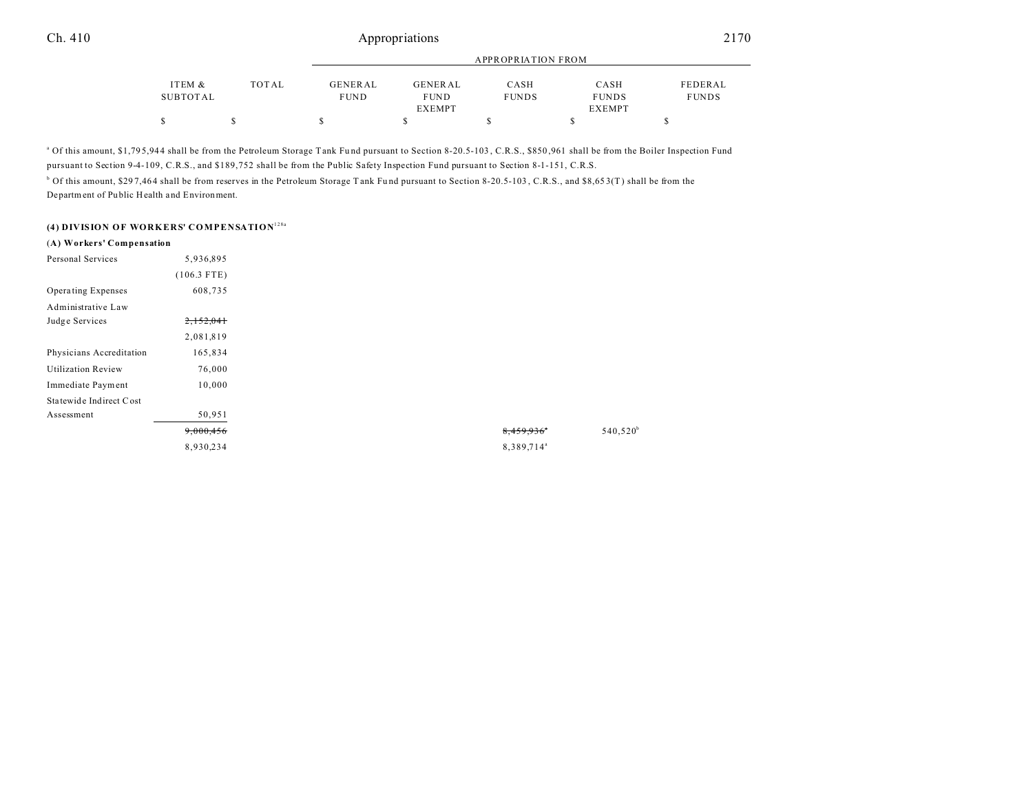| | ITEM & SUBTOTAL | TOTAL | GENERAL FUND | GENERAL FUND EXEMPT | CASH FUNDS | CASH FUNDS EXEMPT | FEDERAL FUNDS |
|---|---|---|---|---|---|---|---|
| | $ | $ | $ | $ | $ | $ | $ |

[a] Of this amount, $1,795,944 shall be from the Petroleum Storage Tank Fund pursuant to Section 8-20.5-103, C.R.S., $850,961 shall be from the Boiler Inspection Fund pursuant to Section 9-4-109, C.R.S., and $189,752 shall be from the Public Safety Inspection Fund pursuant to Section 8-1-151, C.R.S.

[b] Of this amount, $297,464 shall be from reserves in the Petroleum Storage Tank Fund pursuant to Section 8-20.5-103, C.R.S., and $8,653(T) shall be from the Department of Public Health and Environment.

**(4) DIVISION OF WORKERS' COMPENSATION**[128a]

**(A) Workers' Compensation**

| | ITEM & SUBTOTAL | TOTAL | GENERAL FUND | GENERAL FUND EXEMPT | CASH FUNDS | CASH FUNDS EXEMPT | FEDERAL FUNDS |
|---|---|---|---|---|---|---|---|
| Personal Services | 5,936,895 | | | | | | |
| | (106.3 FTE) | | | | | | |
| Operating Expenses | 608,735 | | | | | | |
| Administrative Law Judge Services | ~~2,152,041~~ | | | | | | |
| | 2,081,819 | | | | | | |
| Physicians Accreditation | 165,834 | | | | | | |
| Utilization Review | 76,000 | | | | | | |
| Immediate Payment | 10,000 | | | | | | |
| Statewide Indirect Cost Assessment | 50,951 | | | | | | |
| | ~~9,000,456~~ | | | | ~~8,459,936~~[a] | 540,520[b] | |
| | 8,930,234 | | | | 8,389,714[a] | | |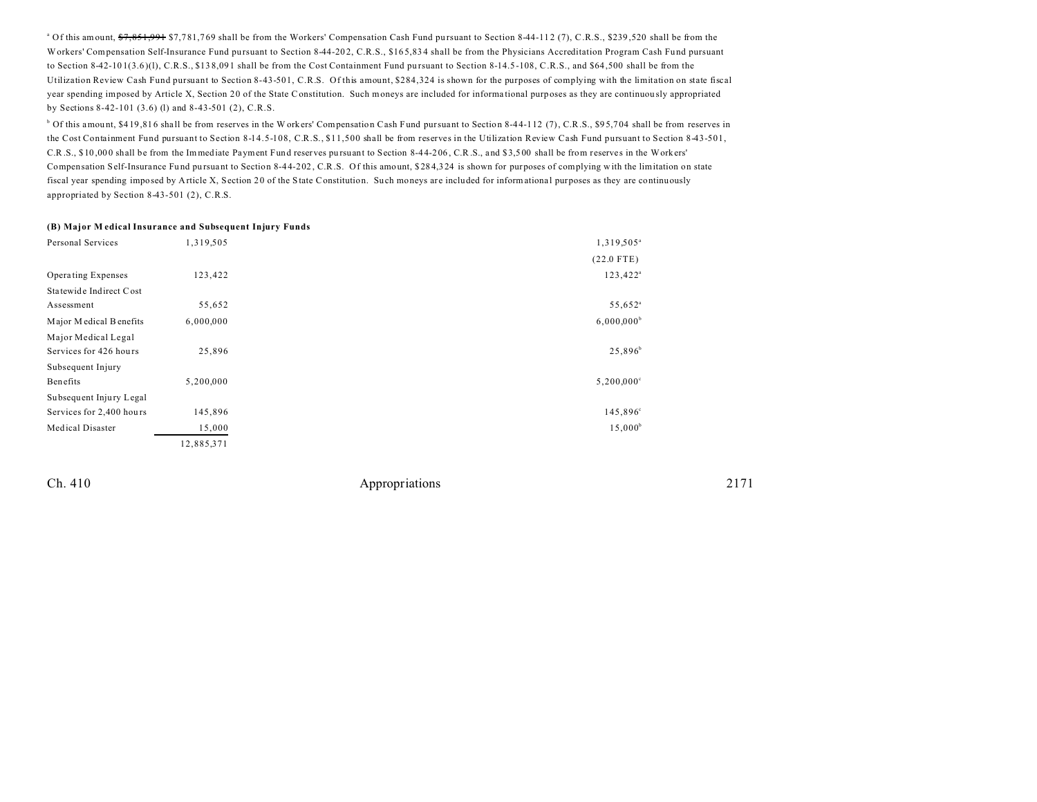[a] Of this amount, ~~$7,851,991~~ $7,781,769 shall be from the Workers' Compensation Cash Fund pursuant to Section 8-44-112 (7), C.R.S., $239,520 shall be from the Workers' Compensation Self-Insurance Fund pursuant to Section 8-44-202, C.R.S., $165,834 shall be from the Physicians Accreditation Program Cash Fund pursuant to Section 8-42-101(3.6)(l), C.R.S., $138,091 shall be from the Cost Containment Fund pursuant to Section 8-14.5-108, C.R.S., and $64,500 shall be from the Utilization Review Cash Fund pursuant to Section 8-43-501, C.R.S. Of this amount, $284,324 is shown for the purposes of complying with the limitation on state fiscal year spending imposed by Article X, Section 20 of the State Constitution. Such moneys are included for informational purposes as they are continuously appropriated by Sections 8-42-101 (3.6) (l) and 8-43-501 (2), C.R.S.

[b] Of this amount, $419,816 shall be from reserves in the Workers' Compensation Cash Fund pursuant to Section 8-44-112 (7), C.R.S., $95,704 shall be from reserves in the Cost Containment Fund pursuant to Section 8-14.5-108, C.R.S., $11,500 shall be from reserves in the Utilization Review Cash Fund pursuant to Section 8-43-501, C.R.S., $10,000 shall be from the Immediate Payment Fund reserves pursuant to Section 8-44-206, C.R.S., and $3,500 shall be from reserves in the Workers' Compensation Self-Insurance Fund pursuant to Section 8-44-202, C.R.S. Of this amount, $284,324 is shown for purposes of complying with the limitation on state fiscal year spending imposed by Article X, Section 20 of the State Constitution. Such moneys are included for informational purposes as they are continuously appropriated by Section 8-43-501 (2), C.R.S.

**(B) Major Medical Insurance and Subsequent Injury Funds**

| | | |
|---|---|---|
| Personal Services | 1,319,505 | 1,319,505[a] |
| | | (22.0 FTE) |
| Operating Expenses | 123,422 | 123,422[a] |
| Statewide Indirect Cost Assessment | 55,652 | 55,652[a] |
| Major Medical Benefits | 6,000,000 | 6,000,000[b] |
| Major Medical Legal Services for 426 hours | 25,896 | 25,896[b] |
| Subsequent Injury Benefits | 5,200,000 | 5,200,000[c] |
| Subsequent Injury Legal Services for 2,400 hours | 145,896 | 145,896[c] |
| Medical Disaster | 15,000 | 15,000[b] |
| | 12,885,371 | |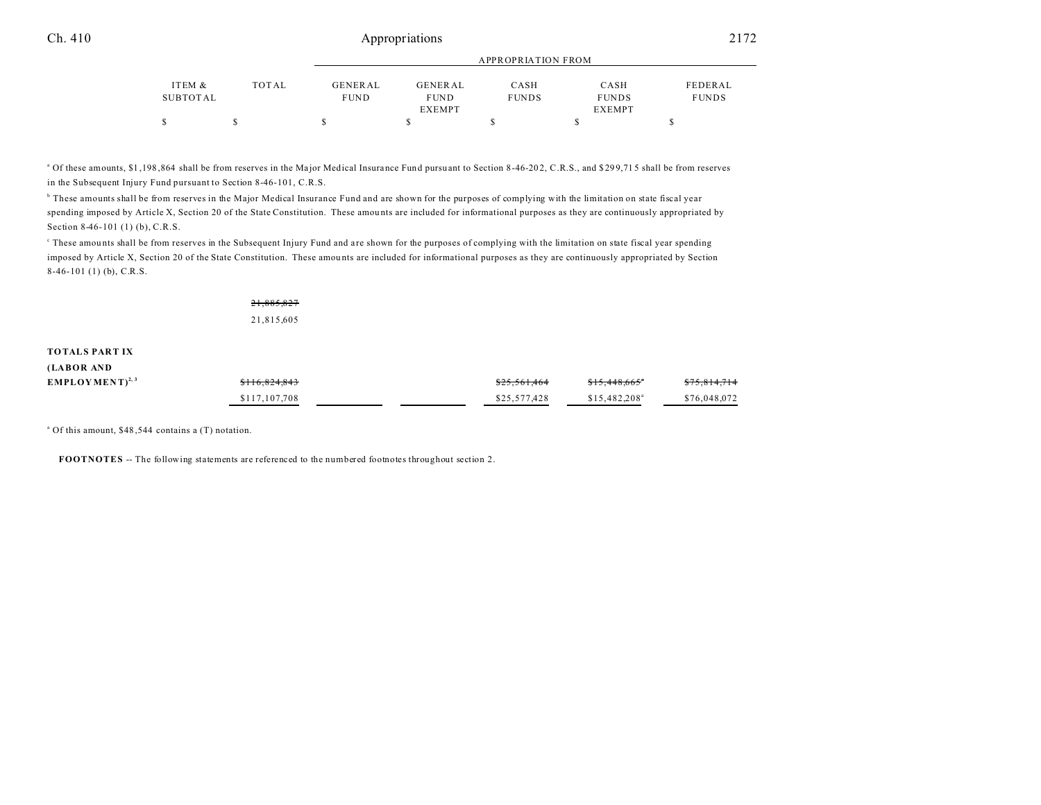| ITEM & SUBTOTAL | TOTAL | GENERAL FUND | GENERAL FUND EXEMPT | CASH FUNDS | CASH FUNDS EXEMPT | FEDERAL FUNDS |
|---|---|---|---|---|---|---|
| | | | | | APPROPRIATION FROM | |
| $ | $ | $ | $ | $ | $ | $ |

[a] Of these amounts, $1,198,864 shall be from reserves in the Major Medical Insurance Fund pursuant to Section 8-46-202, C.R.S., and $299,715 shall be from reserves in the Subsequent Injury Fund pursuant to Section 8-46-101, C.R.S.

[b] These amounts shall be from reserves in the Major Medical Insurance Fund and are shown for the purposes of complying with the limitation on state fiscal year spending imposed by Article X, Section 20 of the State Constitution. These amounts are included for informational purposes as they are continuously appropriated by Section 8-46-101 (1) (b), C.R.S.

[c] These amounts shall be from reserves in the Subsequent Injury Fund and are shown for the purposes of complying with the limitation on state fiscal year spending imposed by Article X, Section 20 of the State Constitution. These amounts are included for informational purposes as they are continuously appropriated by Section 8-46-101 (1) (b), C.R.S.

| | ITEM & SUBTOTAL | TOTAL | GENERAL FUND | GENERAL FUND EXEMPT | CASH FUNDS | CASH FUNDS EXEMPT | FEDERAL FUNDS |
|---|---|---|---|---|---|---|---|
| | | ~~21,885,827~~ | | | | | |
| | | 21,815,605 | | | | | |
| **TOTALS PART IX (LABOR AND EMPLOYMENT)**[2, 3] | | ~~$116,824,843~~ | | | ~~$25,561,464~~ | ~~$15,448,665~~[a] | ~~$75,814,714~~ |
| | | $117,107,708 | | | $25,577,428 | $15,482,208[a] | $76,048,072 |

[a] Of this amount, $48,544 contains a (T) notation.

**FOOTNOTES** -- The following statements are referenced to the numbered footnotes throughout section 2.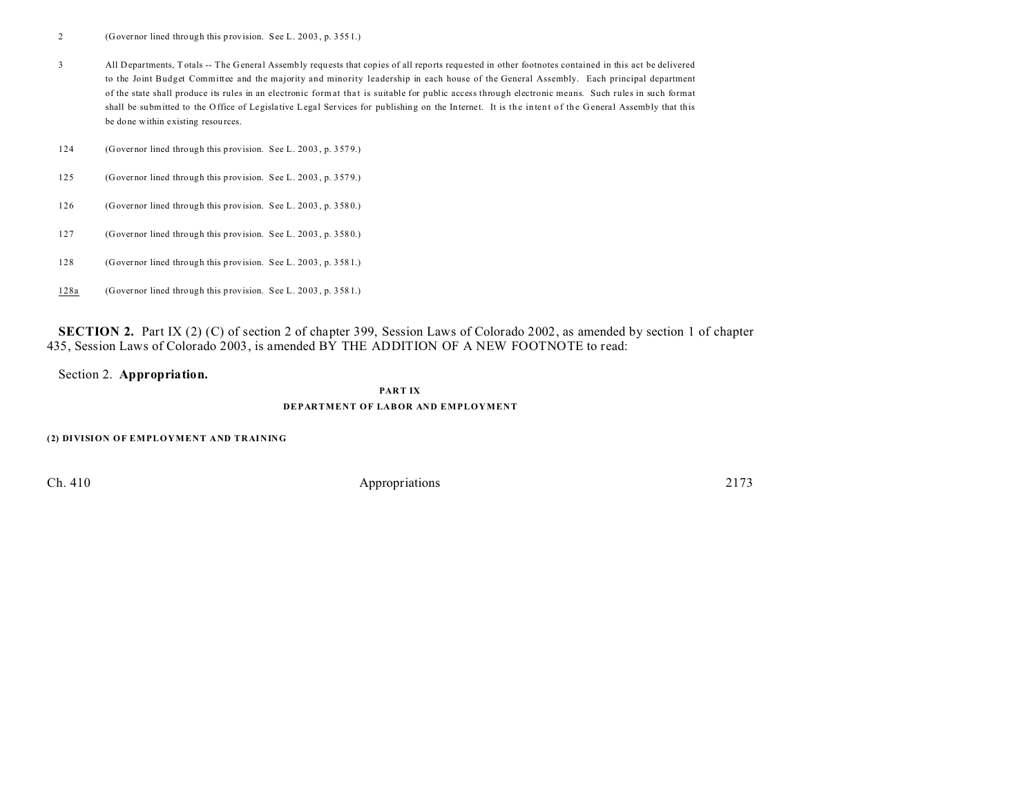2 (Governor lined through this provision. See L. 2003, p. 3551.)

3 All Departments, Totals -- The General Assembly requests that copies of all reports requested in other footnotes contained in this act be delivered to the Joint Budget Committee and the majority and minority leadership in each house of the General Assembly. Each principal department of the state shall produce its rules in an electronic format that is suitable for public access through electronic means. Such rules in such format shall be submitted to the Office of Legislative Legal Services for publishing on the Internet. It is the intent of the General Assembly that this be done within existing resources.

124 (Governor lined through this provision. See L. 2003, p. 3579.)

125 (Governor lined through this provision. See L. 2003, p. 3579.)

126 (Governor lined through this provision. See L. 2003, p. 3580.)

127 (Governor lined through this provision. See L. 2003, p. 3580.)

128 (Governor lined through this provision. See L. 2003, p. 3581.)

128a (Governor lined through this provision. See L. 2003, p. 3581.)

**SECTION 2.** Part IX (2) (C) of section 2 of chapter 399, Session Laws of Colorado 2002, as amended by section 1 of chapter 435, Session Laws of Colorado 2003, is amended BY THE ADDITION OF A NEW FOOTNOTE to read:

Section 2. **Appropriation.**

**PART IX**

**DEPARTMENT OF LABOR AND EMPLOYMENT**

**(2) DIVISION OF EMPLOYMENT AND TRAINING**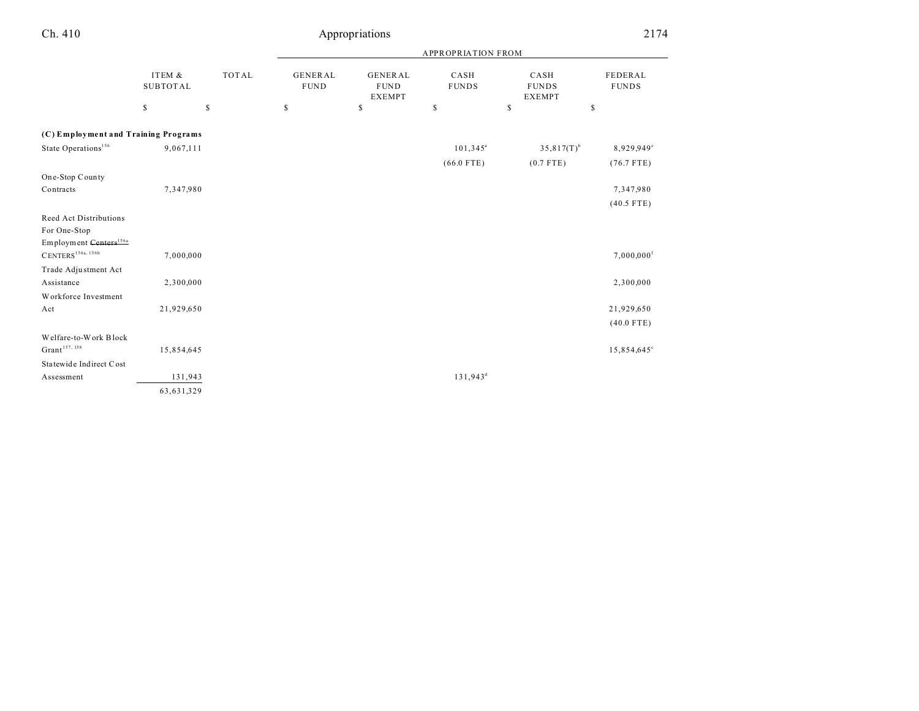| | ITEM & SUBTOTAL | TOTAL | APPROPRIATION FROM GENERAL FUND | GENERAL FUND EXEMPT | CASH FUNDS | CASH FUNDS EXEMPT | FEDERAL FUNDS |
|---|---|---|---|---|---|---|---|
| | $ | $ | $ | $ | $ | $ | $ |
| **(C) Employment and Training Programs** | | | | | | | |
| State Operations[156] | 9,067,111 | | | | 101,345[a] | 35,817(T)[b] | 8,929,949[e] |
| | | | | | (66.0 FTE) | (0.7 FTE) | (76.7 FTE) |
| One-Stop County Contracts | 7,347,980 | | | | | | 7,347,980 |
| | | | | | | | (40.5 FTE) |
| Reed Act Distributions For One-Stop Employment ~~Centers~~[156a] CENTERS[156a, 156b] | 7,000,000 | | | | | | 7,000,000[f] |
| Trade Adjustment Act Assistance | 2,300,000 | | | | | | 2,300,000 |
| Workforce Investment Act | 21,929,650 | | | | | | 21,929,650 |
| | | | | | | | (40.0 FTE) |
| Welfare-to-Work Block Grant[157, 158] | 15,854,645 | | | | | | 15,854,645[c] |
| Statewide Indirect Cost Assessment | 131,943 | | | | 131,943[d] | | |
| | 63,631,329 | | | | | | |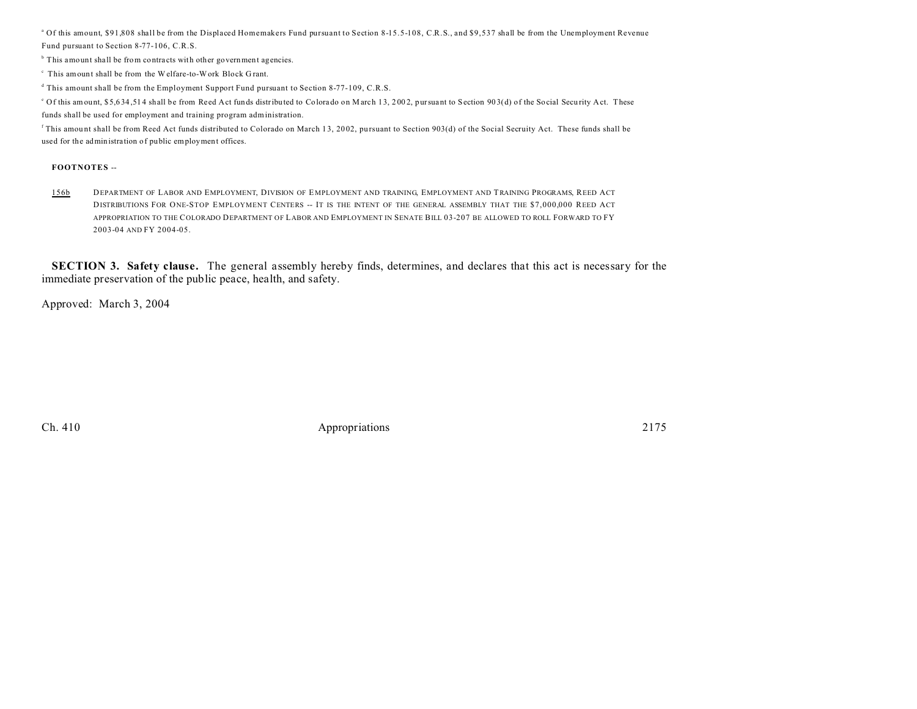[a] Of this amount, $91,808 shall be from the Displaced Homemakers Fund pursuant to Section 8-15.5-108, C.R.S., and $9,537 shall be from the Unemployment Revenue Fund pursuant to Section 8-77-106, C.R.S.

[b] This amount shall be from contracts with other government agencies.

[c] This amount shall be from the Welfare-to-Work Block Grant.

[d] This amount shall be from the Employment Support Fund pursuant to Section 8-77-109, C.R.S.

[e] Of this amount, $5,634,514 shall be from Reed Act funds distributed to Colorado on March 13, 2002, pursuant to Section 903(d) of the Social Security Act. These funds shall be used for employment and training program administration.

[f] This amount shall be from Reed Act funds distributed to Colorado on March 13, 2002, pursuant to Section 903(d) of the Social Secruity Act. These funds shall be used for the administration of public employment offices.

**FOOTNOTES** --

156b DEPARTMENT OF LABOR AND EMPLOYMENT, DIVISION OF EMPLOYMENT AND TRAINING, EMPLOYMENT AND TRAINING PROGRAMS, REED ACT DISTRIBUTIONS FOR ONE-STOP EMPLOYMENT CENTERS -- IT IS THE INTENT OF THE GENERAL ASSEMBLY THAT THE $7,000,000 REED ACT APPROPRIATION TO THE COLORADO DEPARTMENT OF LABOR AND EMPLOYMENT IN SENATE BILL 03-207 BE ALLOWED TO ROLL FORWARD TO FY 2003-04 AND FY 2004-05.

**SECTION 3. Safety clause.** The general assembly hereby finds, determines, and declares that this act is necessary for the immediate preservation of the public peace, health, and safety.

Approved: March 3, 2004